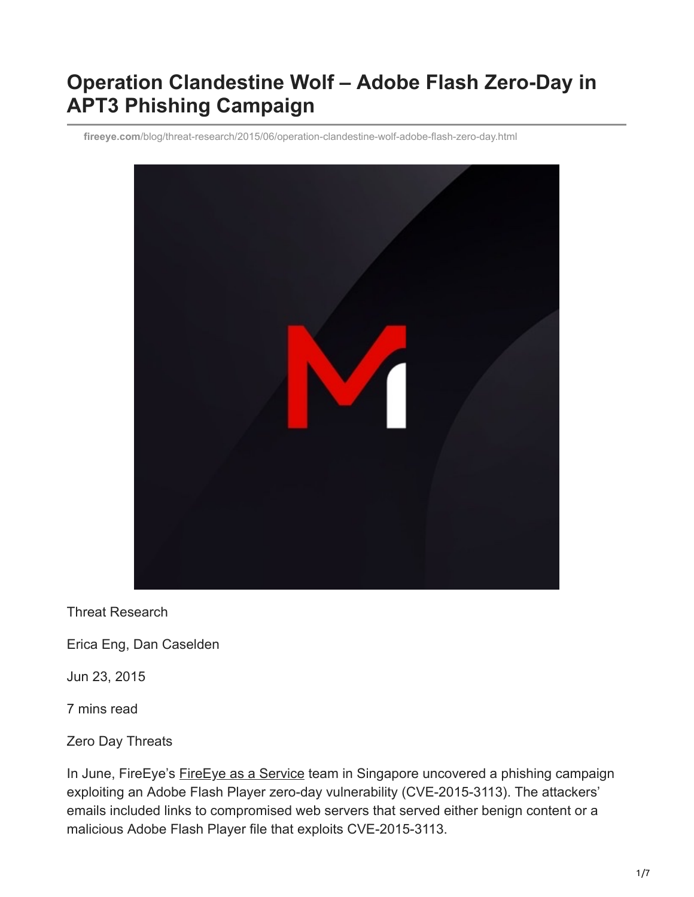# Operation Clandestine Wolf – Adobe Flash Zero-Day in APT3 Phishing Campaign

**fireeye.com**/blog/threat-research/2015/06/operation-clandestine-wolf-adobe-flash-zero-day.html

Threat Research

Erica Eng, Dan Caselden

Jun 23, 2015

7 mins read

Zero Day Threats

In June, FireEye's FireEye as a Service team in Singapore uncovered a phishing campaign exploiting an Adobe Flash Player zero-day vulnerability (CVE-2015-3113). The attackers' emails included links to compromised web servers that served either benign content or a malicious Adobe Flash Player file that exploits CVE-2015-3113.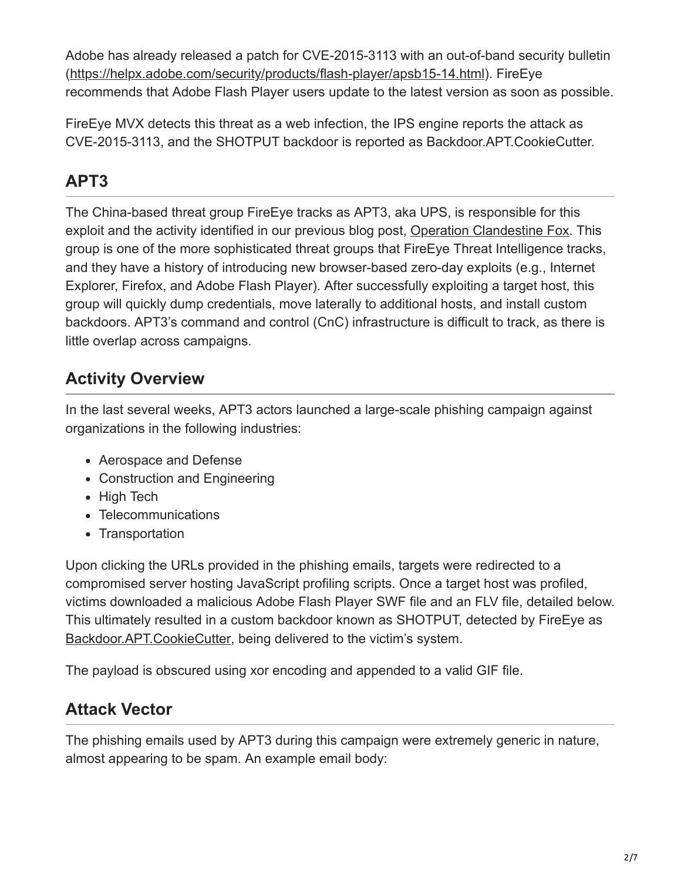Adobe has already released a patch for CVE-2015-3113 with an out-of-band security bulletin (https://helpx.adobe.com/security/products/flash-player/apsb15-14.html). FireEye recommends that Adobe Flash Player users update to the latest version as soon as possible.

FireEye MVX detects this threat as a web infection, the IPS engine reports the attack as CVE-2015-3113, and the SHOTPUT backdoor is reported as Backdoor.APT.CookieCutter.

## APT3

The China-based threat group FireEye tracks as APT3, aka UPS, is responsible for this exploit and the activity identified in our previous blog post, Operation Clandestine Fox. This group is one of the more sophisticated threat groups that FireEye Threat Intelligence tracks, and they have a history of introducing new browser-based zero-day exploits (e.g., Internet Explorer, Firefox, and Adobe Flash Player). After successfully exploiting a target host, this group will quickly dump credentials, move laterally to additional hosts, and install custom backdoors. APT3's command and control (CnC) infrastructure is difficult to track, as there is little overlap across campaigns.

## Activity Overview

In the last several weeks, APT3 actors launched a large-scale phishing campaign against organizations in the following industries:

- Aerospace and Defense
- Construction and Engineering
- High Tech
- Telecommunications
- Transportation

Upon clicking the URLs provided in the phishing emails, targets were redirected to a compromised server hosting JavaScript profiling scripts. Once a target host was profiled, victims downloaded a malicious Adobe Flash Player SWF file and an FLV file, detailed below. This ultimately resulted in a custom backdoor known as SHOTPUT, detected by FireEye as Backdoor.APT.CookieCutter, being delivered to the victim's system.

The payload is obscured using xor encoding and appended to a valid GIF file.

## Attack Vector

The phishing emails used by APT3 during this campaign were extremely generic in nature, almost appearing to be spam. An example email body: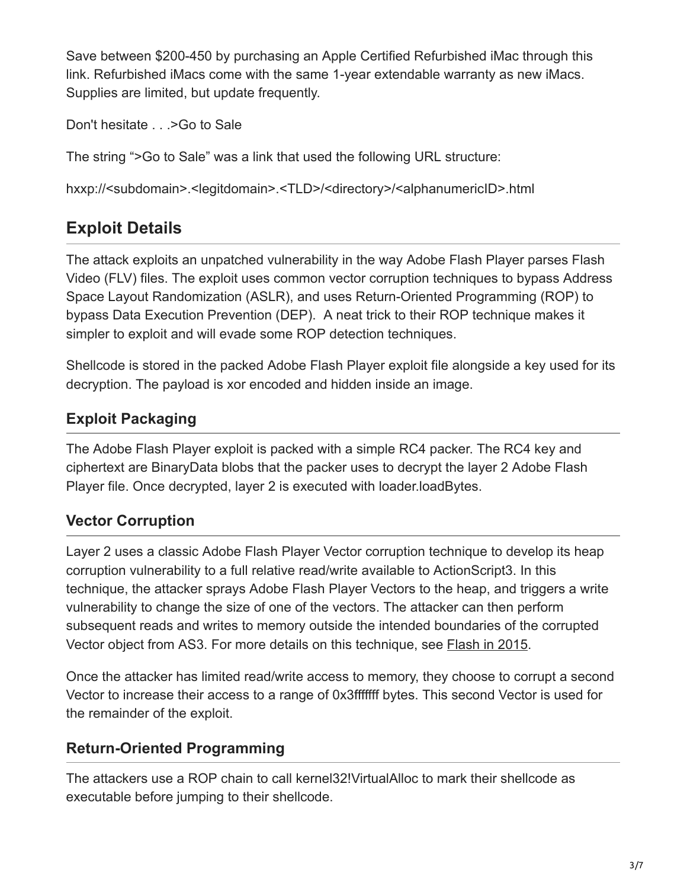Save between $200-450 by purchasing an Apple Certified Refurbished iMac through this link. Refurbished iMacs come with the same 1-year extendable warranty as new iMacs. Supplies are limited, but update frequently.

Don't hesitate . . .>Go to Sale

The string ">Go to Sale" was a link that used the following URL structure:

hxxp://<subdomain>.<legitdomain>.<TLD>/<directory>/<alphanumericID>.html

## Exploit Details

The attack exploits an unpatched vulnerability in the way Adobe Flash Player parses Flash Video (FLV) files. The exploit uses common vector corruption techniques to bypass Address Space Layout Randomization (ASLR), and uses Return-Oriented Programming (ROP) to bypass Data Execution Prevention (DEP). A neat trick to their ROP technique makes it simpler to exploit and will evade some ROP detection techniques.

Shellcode is stored in the packed Adobe Flash Player exploit file alongside a key used for its decryption. The payload is xor encoded and hidden inside an image.

### Exploit Packaging

The Adobe Flash Player exploit is packed with a simple RC4 packer. The RC4 key and ciphertext are BinaryData blobs that the packer uses to decrypt the layer 2 Adobe Flash Player file. Once decrypted, layer 2 is executed with loader.loadBytes.

### Vector Corruption

Layer 2 uses a classic Adobe Flash Player Vector corruption technique to develop its heap corruption vulnerability to a full relative read/write available to ActionScript3. In this technique, the attacker sprays Adobe Flash Player Vectors to the heap, and triggers a write vulnerability to change the size of one of the vectors. The attacker can then perform subsequent reads and writes to memory outside the intended boundaries of the corrupted Vector object from AS3. For more details on this technique, see Flash in 2015.

Once the attacker has limited read/write access to memory, they choose to corrupt a second Vector to increase their access to a range of 0x3fffffff bytes. This second Vector is used for the remainder of the exploit.

### Return-Oriented Programming

The attackers use a ROP chain to call kernel32!VirtualAlloc to mark their shellcode as executable before jumping to their shellcode.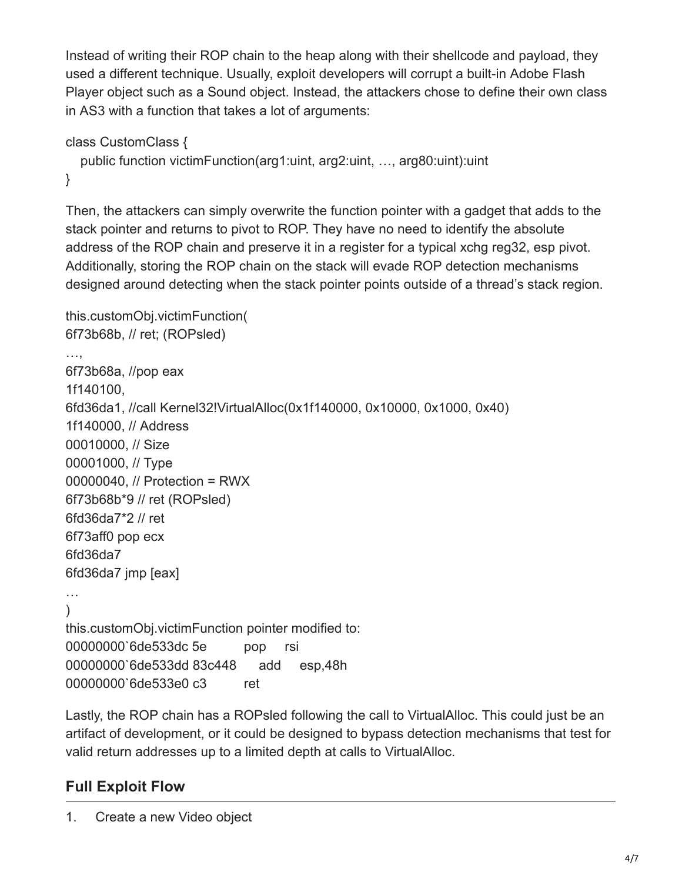Instead of writing their ROP chain to the heap along with their shellcode and payload, they used a different technique. Usually, exploit developers will corrupt a built-in Adobe Flash Player object such as a Sound object. Instead, the attackers chose to define their own class in AS3 with a function that takes a lot of arguments:

```
class CustomClass {
   public function victimFunction(arg1:uint, arg2:uint, …, arg80:uint):uint
}
```

Then, the attackers can simply overwrite the function pointer with a gadget that adds to the stack pointer and returns to pivot to ROP. They have no need to identify the absolute address of the ROP chain and preserve it in a register for a typical xchg reg32, esp pivot. Additionally, storing the ROP chain on the stack will evade ROP detection mechanisms designed around detecting when the stack pointer points outside of a thread's stack region.

```
this.customObj.victimFunction(
6f73b68b, // ret; (ROPsled)
…,
6f73b68a, //pop eax
1f140100,
6fd36da1, //call Kernel32!VirtualAlloc(0x1f140000, 0x10000, 0x1000, 0x40)
1f140000, // Address
00010000, // Size
00001000, // Type
00000040, // Protection = RWX
6f73b68b*9 // ret (ROPsled)
6fd36da7*2 // ret
6f73aff0 pop ecx
6fd36da7
6fd36da7 jmp [eax]
…
)
this.customObj.victimFunction pointer modified to:
00000000`6de533dc 5e        pop     rsi
00000000`6de533dd 83c448    add     esp,48h
00000000`6de533e0 c3        ret
```

Lastly, the ROP chain has a ROPsled following the call to VirtualAlloc. This could just be an artifact of development, or it could be designed to bypass detection mechanisms that test for valid return addresses up to a limited depth at calls to VirtualAlloc.

## Full Exploit Flow

1. Create a new Video object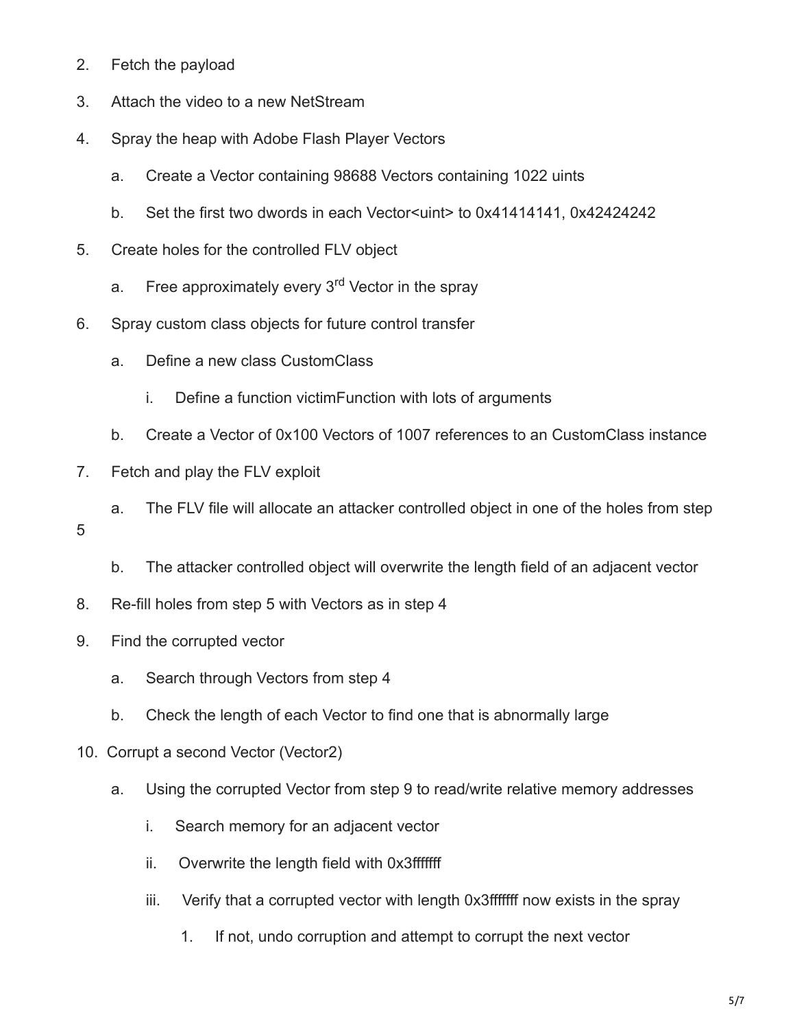2. Fetch the payload
3. Attach the video to a new NetStream
4. Spray the heap with Adobe Flash Player Vectors
    a. Create a Vector containing 98688 Vectors containing 1022 uints
    b. Set the first two dwords in each Vector<uint> to 0x41414141, 0x42424242
5. Create holes for the controlled FLV object
    a. Free approximately every 3rd Vector in the spray
6. Spray custom class objects for future control transfer
    a. Define a new class CustomClass
        i. Define a function victimFunction with lots of arguments
    b. Create a Vector of 0x100 Vectors of 1007 references to an CustomClass instance
7. Fetch and play the FLV exploit
    a. The FLV file will allocate an attacker controlled object in one of the holes from step 5
    b. The attacker controlled object will overwrite the length field of an adjacent vector
8. Re-fill holes from step 5 with Vectors as in step 4
9. Find the corrupted vector
    a. Search through Vectors from step 4
    b. Check the length of each Vector to find one that is abnormally large
10. Corrupt a second Vector (Vector2)
    a. Using the corrupted Vector from step 9 to read/write relative memory addresses
        i. Search memory for an adjacent vector
        ii. Overwrite the length field with 0x3fffffff
        iii. Verify that a corrupted vector with length 0x3fffffff now exists in the spray
            1. If not, undo corruption and attempt to corrupt the next vector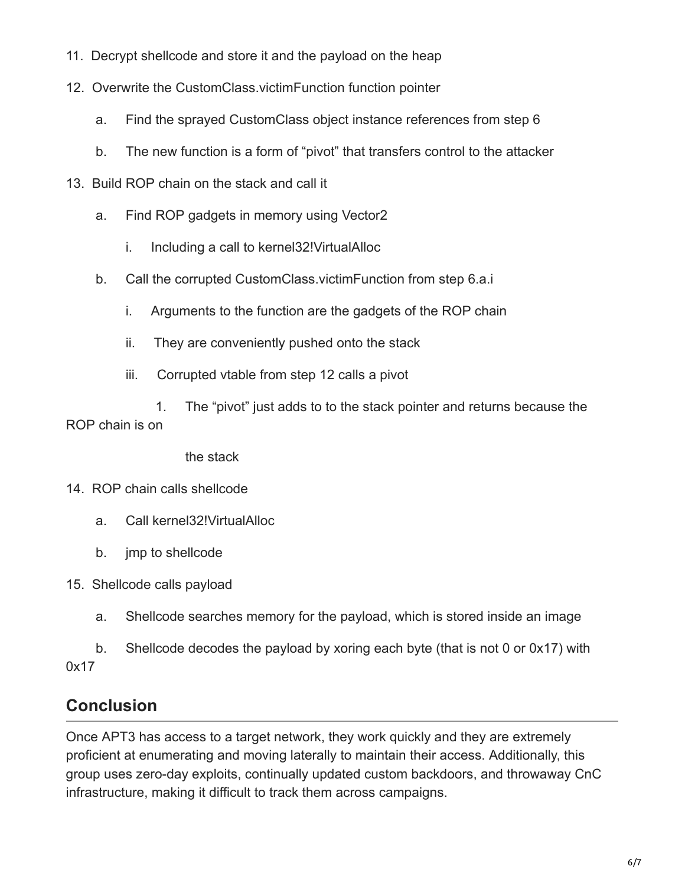11. Decrypt shellcode and store it and the payload on the heap
12. Overwrite the CustomClass.victimFunction function pointer
    a. Find the sprayed CustomClass object instance references from step 6
    b. The new function is a form of "pivot" that transfers control to the attacker
13. Build ROP chain on the stack and call it
    a. Find ROP gadgets in memory using Vector2
        i. Including a call to kernel32!VirtualAlloc
    b. Call the corrupted CustomClass.victimFunction from step 6.a.i
        i. Arguments to the function are the gadgets of the ROP chain
        ii. They are conveniently pushed onto the stack
        iii. Corrupted vtable from step 12 calls a pivot
            1. The "pivot" just adds to to the stack pointer and returns because the ROP chain is on the stack
14. ROP chain calls shellcode
    a. Call kernel32!VirtualAlloc
    b. jmp to shellcode
15. Shellcode calls payload
    a. Shellcode searches memory for the payload, which is stored inside an image
    b. Shellcode decodes the payload by xoring each byte (that is not 0 or 0x17) with 0x17

## Conclusion

Once APT3 has access to a target network, they work quickly and they are extremely proficient at enumerating and moving laterally to maintain their access. Additionally, this group uses zero-day exploits, continually updated custom backdoors, and throwaway CnC infrastructure, making it difficult to track them across campaigns.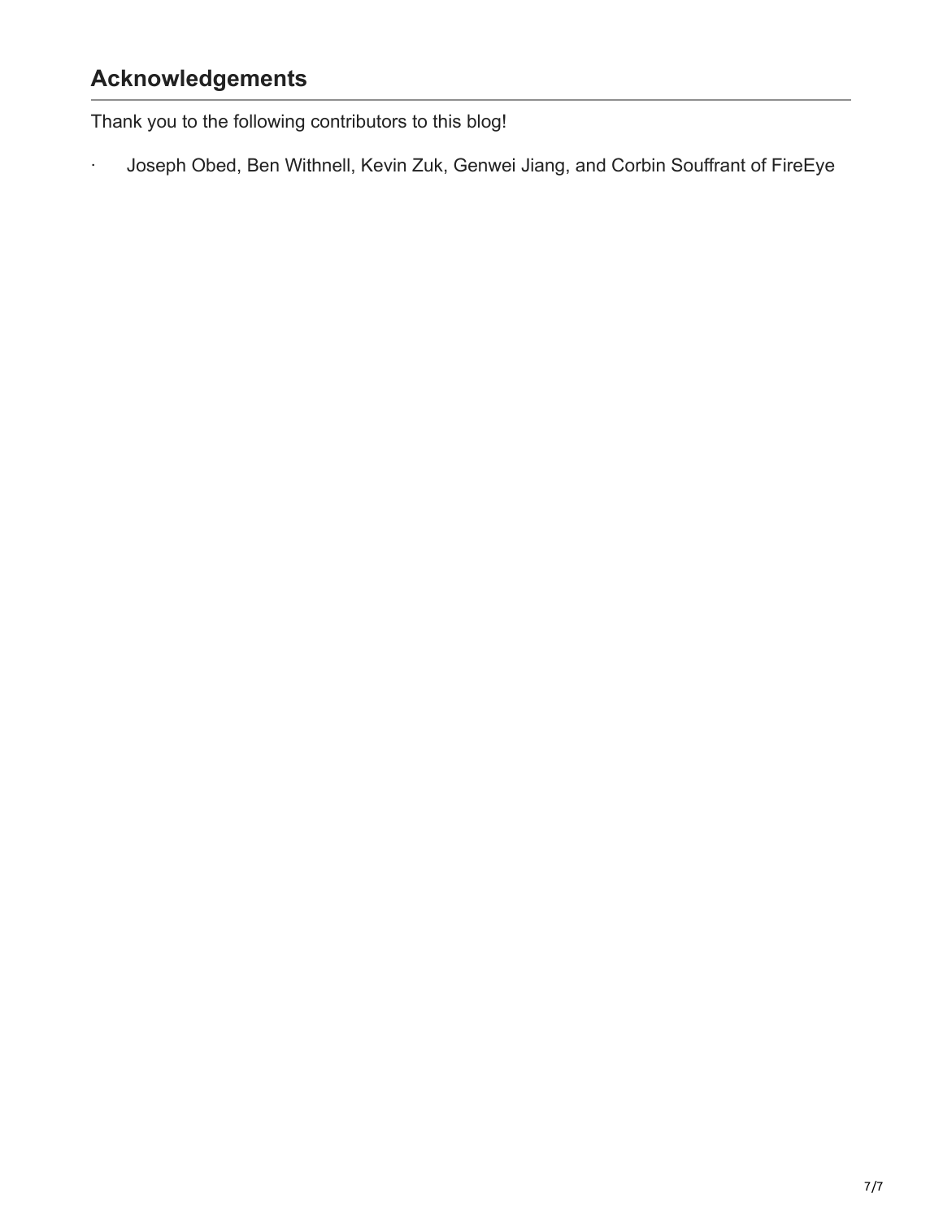## Acknowledgements

Thank you to the following contributors to this blog!

- Joseph Obed, Ben Withnell, Kevin Zuk, Genwei Jiang, and Corbin Souffrant of FireEye